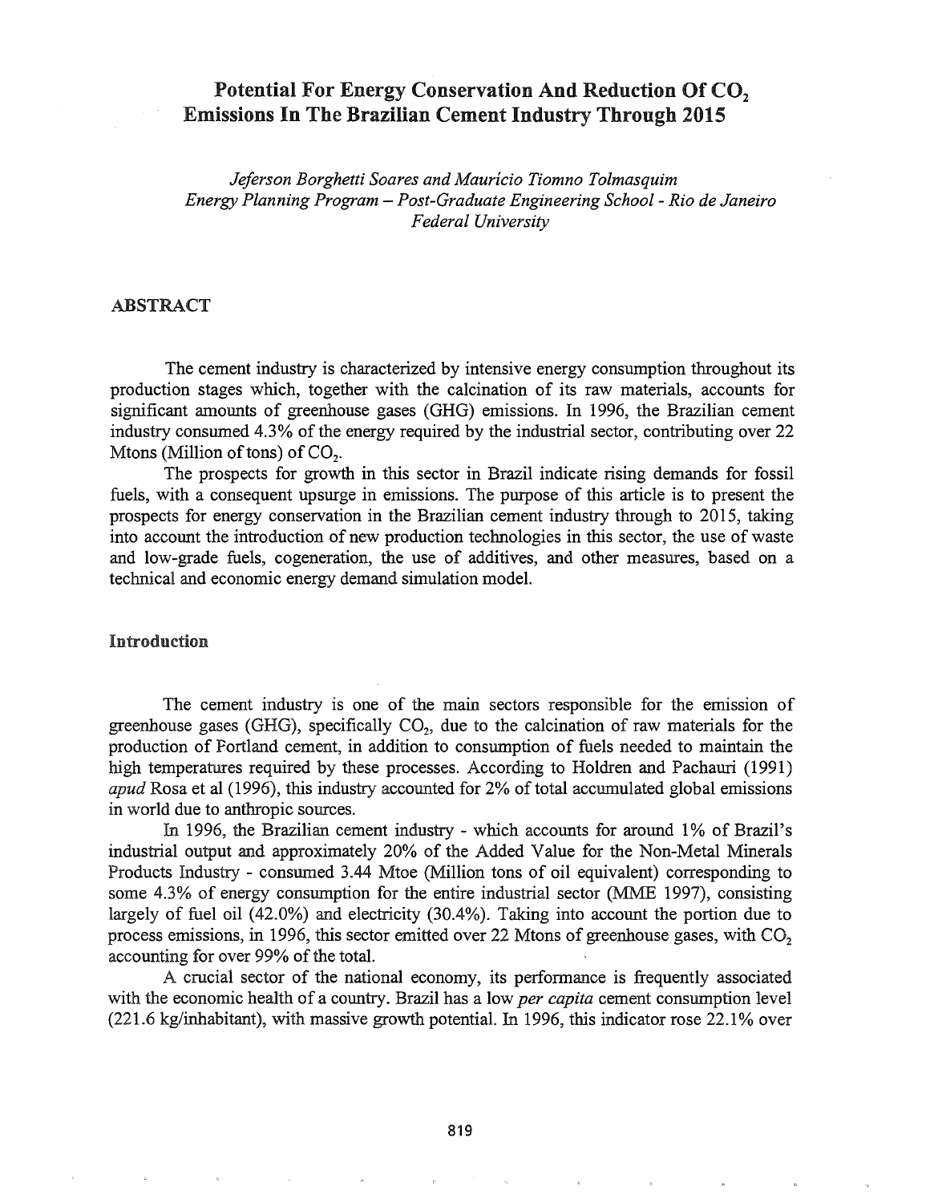# Potential For Energy Conservation And Reduction Of $CO_2$ Emissions In The Brazilian Cement Industry Through 2015

*Jeferson Borghetti Soares and Maurício Tiomno Tolmasquim*
*Energy Planning Program – Post-Graduate Engineering School - Rio de Janeiro Federal University*

## ABSTRACT

The cement industry is characterized by intensive energy consumption throughout its production stages which, together with the calcination of its raw materials, accounts for significant amounts of greenhouse gases (GHG) emissions. In 1996, the Brazilian cement industry consumed 4.3% of the energy required by the industrial sector, contributing over 22 Mtons (Million of tons) of $CO_2$.

The prospects for growth in this sector in Brazil indicate rising demands for fossil fuels, with a consequent upsurge in emissions. The purpose of this article is to present the prospects for energy conservation in the Brazilian cement industry through to 2015, taking into account the introduction of new production technologies in this sector, the use of waste and low-grade fuels, cogeneration, the use of additives, and other measures, based on a technical and economic energy demand simulation model.

## Introduction

The cement industry is one of the main sectors responsible for the emission of greenhouse gases (GHG), specifically $CO_2$, due to the calcination of raw materials for the production of Portland cement, in addition to consumption of fuels needed to maintain the high temperatures required by these processes. According to Holdren and Pachauri (1991) *apud* Rosa et al (1996), this industry accounted for 2% of total accumulated global emissions in world due to anthropic sources.

In 1996, the Brazilian cement industry - which accounts for around 1% of Brazil's industrial output and approximately 20% of the Added Value for the Non-Metal Minerals Products Industry - consumed 3.44 Mtoe (Million tons of oil equivalent) corresponding to some 4.3% of energy consumption for the entire industrial sector (MME 1997), consisting largely of fuel oil (42.0%) and electricity (30.4%). Taking into account the portion due to process emissions, in 1996, this sector emitted over 22 Mtons of greenhouse gases, with $CO_2$ accounting for over 99% of the total.

A crucial sector of the national economy, its performance is frequently associated with the economic health of a country. Brazil has a low *per capita* cement consumption level (221.6 kg/inhabitant), with massive growth potential. In 1996, this indicator rose 22.1% over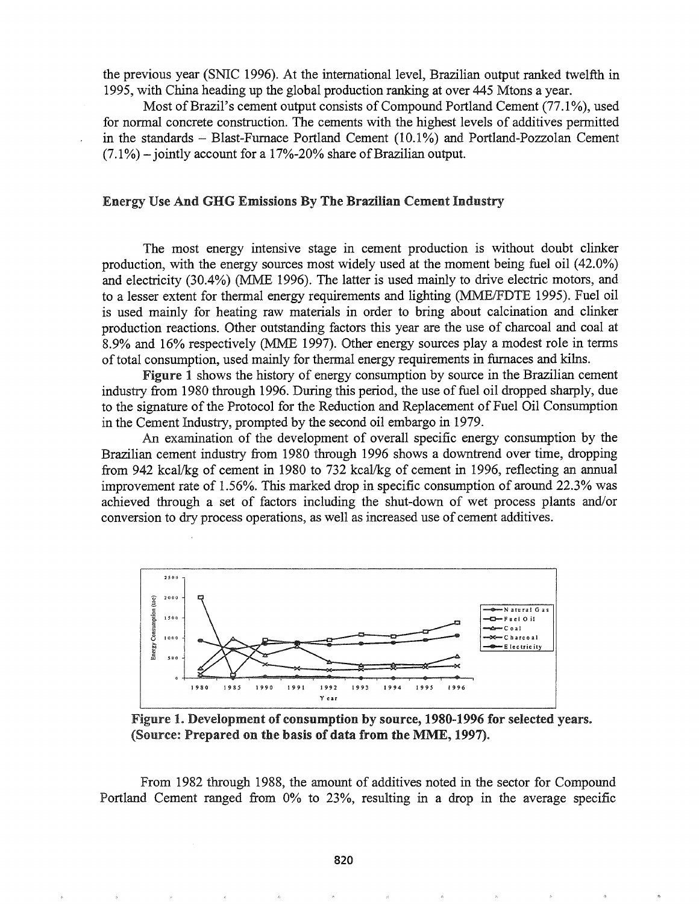the previous year (SNIC 1996). At the international level, Brazilian output ranked twelfth in 1995, with China heading up the global production ranking at over 445 Mtons a year.

Most of Brazil's cement output consists of Compound Portland Cement (77.1%), used for normal concrete construction. The cements with the highest levels of additives permitted in the standards – Blast-Furnace Portland Cement (10.1%) and Portland-Pozzolan Cement (7.1%) – jointly account for a 17%-20% share of Brazilian output.

## Energy Use And GHG Emissions By The Brazilian Cement Industry

The most energy intensive stage in cement production is without doubt clinker production, with the energy sources most widely used at the moment being fuel oil (42.0%) and electricity (30.4%) (MME 1996). The latter is used mainly to drive electric motors, and to a lesser extent for thermal energy requirements and lighting (MME/FDTE 1995). Fuel oil is used mainly for heating raw materials in order to bring about calcination and clinker production reactions. Other outstanding factors this year are the use of charcoal and coal at 8.9% and 16% respectively (MME 1997). Other energy sources play a modest role in terms of total consumption, used mainly for thermal energy requirements in furnaces and kilns.

**Figure 1** shows the history of energy consumption by source in the Brazilian cement industry from 1980 through 1996. During this period, the use of fuel oil dropped sharply, due to the signature of the Protocol for the Reduction and Replacement of Fuel Oil Consumption in the Cement Industry, prompted by the second oil embargo in 1979.

An examination of the development of overall specific energy consumption by the Brazilian cement industry from 1980 through 1996 shows a downtrend over time, dropping from 942 kcal/kg of cement in 1980 to 732 kcal/kg of cement in 1996, reflecting an annual improvement rate of 1.56%. This marked drop in specific consumption of around 22.3% was achieved through a set of factors including the shut-down of wet process plants and/or conversion to dry process operations, as well as increased use of cement additives.

**Figure 1. Development of consumption by source, 1980-1996 for selected years. (Source: Prepared on the basis of data from the MME, 1997).**

From 1982 through 1988, the amount of additives noted in the sector for Compound Portland Cement ranged from 0% to 23%, resulting in a drop in the average specific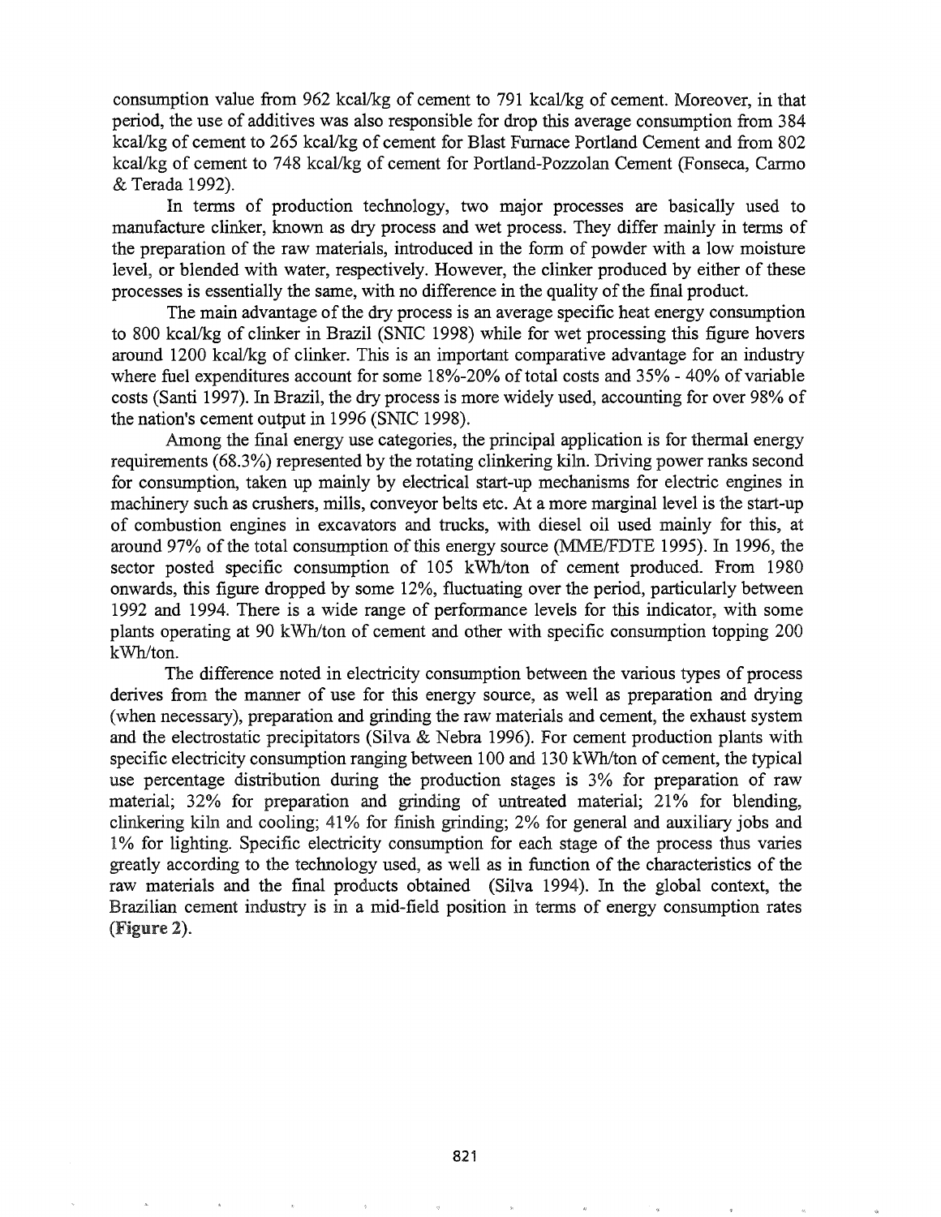consumption value from 962 kcal/kg of cement to 791 kcal/kg of cement. Moreover, in that period, the use of additives was also responsible for drop this average consumption from 384 kcal/kg of cement to 265 kcal/kg of cement for Blast Furnace Portland Cement and from 802 kcal/kg of cement to 748 kcal/kg of cement for Portland-Pozzolan Cement (Fonseca, Carmo & Terada 1992).

In terms of production technology, two major processes are basically used to manufacture clinker, known as dry process and wet process. They differ mainly in terms of the preparation of the raw materials, introduced in the form of powder with a low moisture level, or blended with water, respectively. However, the clinker produced by either of these processes is essentially the same, with no difference in the quality of the final product.

The main advantage of the dry process is an average specific heat energy consumption to 800 kcal/kg of clinker in Brazil (SNIC 1998) while for wet processing this figure hovers around 1200 kcal/kg of clinker. This is an important comparative advantage for an industry where fuel expenditures account for some 18%-20% of total costs and 35% - 40% of variable costs (Santi 1997). In Brazil, the dry process is more widely used, accounting for over 98% of the nation's cement output in 1996 (SNIC 1998).

Among the final energy use categories, the principal application is for thermal energy requirements (68.3%) represented by the rotating clinkering kiln. Driving power ranks second for consumption, taken up mainly by electrical start-up mechanisms for electric engines in machinery such as crushers, mills, conveyor belts etc. At a more marginal level is the start-up of combustion engines in excavators and trucks, with diesel oil used mainly for this, at around 97% of the total consumption of this energy source (MME/FDTE 1995). In 1996, the sector posted specific consumption of 105 kWh/ton of cement produced. From 1980 onwards, this figure dropped by some 12%, fluctuating over the period, particularly between 1992 and 1994. There is a wide range of performance levels for this indicator, with some plants operating at 90 kWh/ton of cement and other with specific consumption topping 200 kWh/ton.

The difference noted in electricity consumption between the various types of process derives from the manner of use for this energy source, as well as preparation and drying (when necessary), preparation and grinding the raw materials and cement, the exhaust system and the electrostatic precipitators (Silva & Nebra 1996). For cement production plants with specific electricity consumption ranging between 100 and 130 kWh/ton of cement, the typical use percentage distribution during the production stages is 3% for preparation of raw material; 32% for preparation and grinding of untreated material; 21% for blending, clinkering kiln and cooling; 41% for finish grinding; 2% for general and auxiliary jobs and 1% for lighting. Specific electricity consumption for each stage of the process thus varies greatly according to the technology used, as well as in function of the characteristics of the raw materials and the final products obtained (Silva 1994). In the global context, the Brazilian cement industry is in a mid-field position in terms of energy consumption rates (**Figure 2**).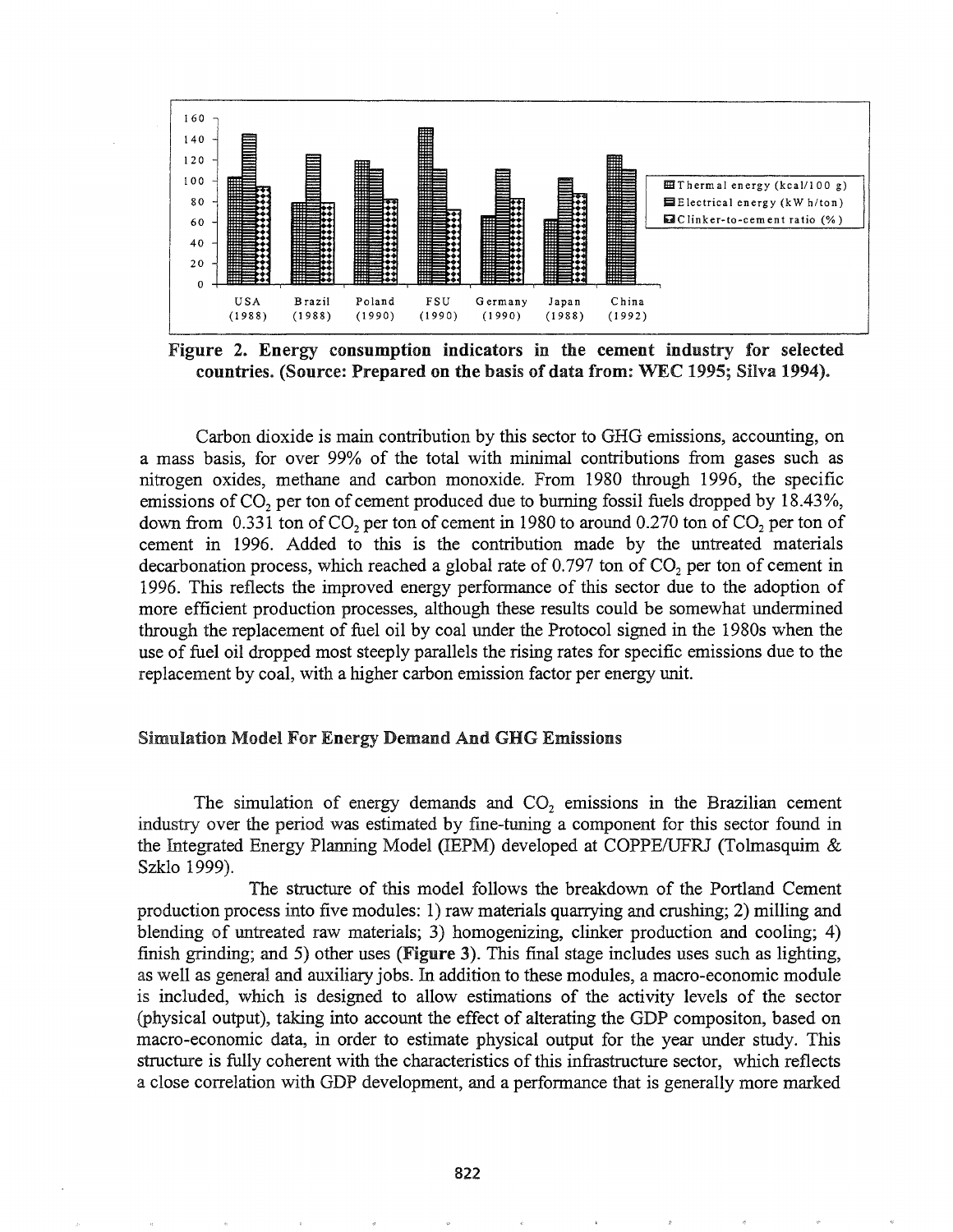**Figure 2. Energy consumption indicators in the cement industry for selected countries. (Source: Prepared on the basis of data from: WEC 1995; Silva 1994).**

Carbon dioxide is main contribution by this sector to GHG emissions, accounting, on a mass basis, for over 99% of the total with minimal contributions from gases such as nitrogen oxides, methane and carbon monoxide. From 1980 through 1996, the specific emissions of $CO_2$ per ton of cement produced due to burning fossil fuels dropped by 18.43%, down from 0.331 ton of $CO_2$ per ton of cement in 1980 to around 0.270 ton of $CO_2$ per ton of cement in 1996. Added to this is the contribution made by the untreated materials decarbonation process, which reached a global rate of 0.797 ton of $CO_2$ per ton of cement in 1996. This reflects the improved energy performance of this sector due to the adoption of more efficient production processes, although these results could be somewhat undermined through the replacement of fuel oil by coal under the Protocol signed in the 1980s when the use of fuel oil dropped most steeply parallels the rising rates for specific emissions due to the replacement by coal, with a higher carbon emission factor per energy unit.

## Simulation Model For Energy Demand And GHG Emissions

The simulation of energy demands and $CO_2$ emissions in the Brazilian cement industry over the period was estimated by fine-tuning a component for this sector found in the Integrated Energy Planning Model (IEPM) developed at COPPE/UFRJ (Tolmasquim & Szklo 1999).

The structure of this model follows the breakdown of the Portland Cement production process into five modules: 1) raw materials quarrying and crushing; 2) milling and blending of untreated raw materials; 3) homogenizing, clinker production and cooling; 4) finish grinding; and 5) other uses (**Figure 3**). This final stage includes uses such as lighting, as well as general and auxiliary jobs. In addition to these modules, a macro-economic module is included, which is designed to allow estimations of the activity levels of the sector (physical output), taking into account the effect of alterating the GDP compositon, based on macro-economic data, in order to estimate physical output for the year under study. This structure is fully coherent with the characteristics of this infrastructure sector, which reflects a close correlation with GDP development, and a performance that is generally more marked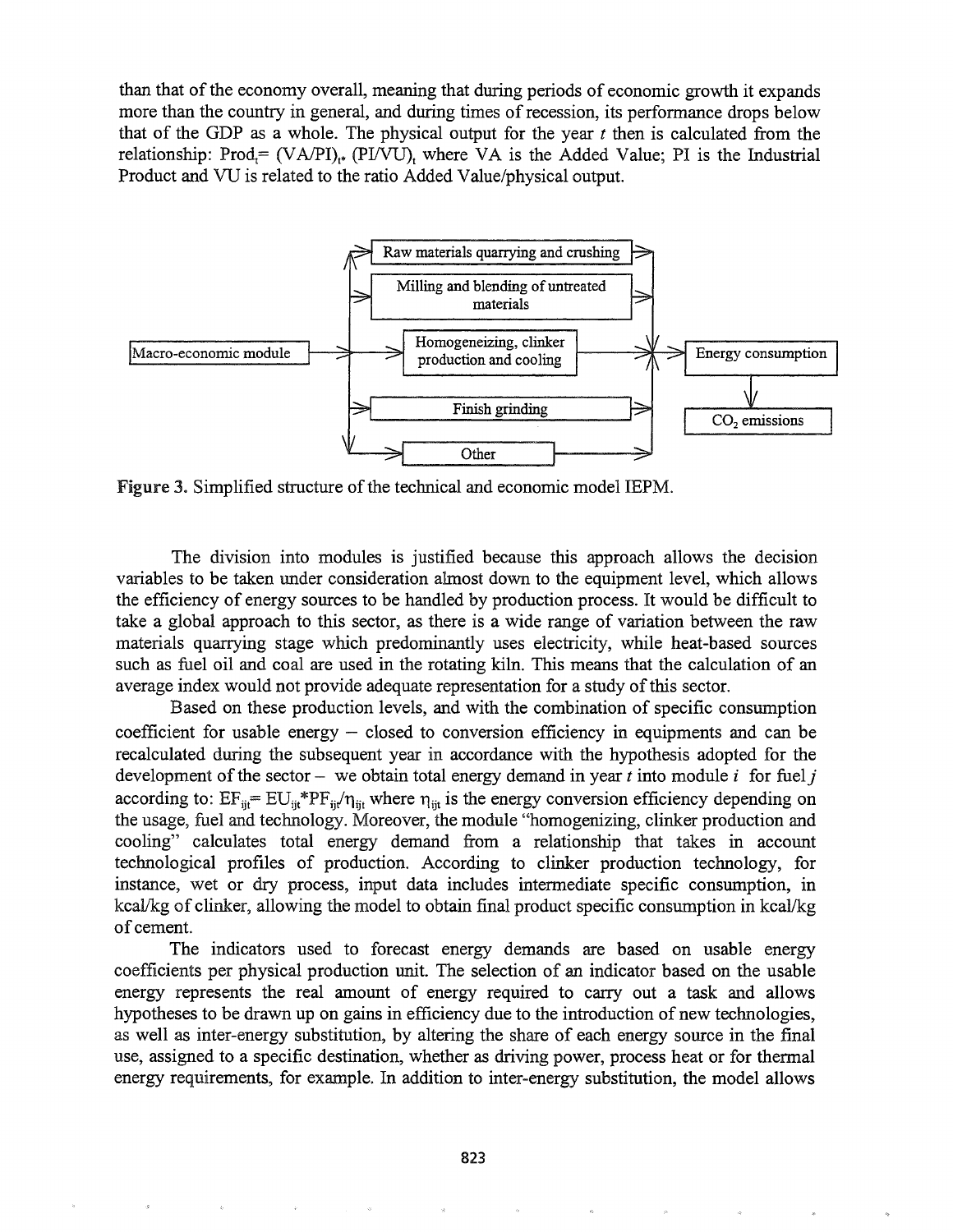than that of the economy overall, meaning that during periods of economic growth it expands more than the country in general, and during times of recession, its performance drops below that of the GDP as a whole. The physical output for the year $t$ then is calculated from the relationship: $Prod_t = (VA/PI)_t * (PI/VU)_t$ where VA is the Added Value; PI is the Industrial Product and VU is related to the ratio Added Value/physical output.

**Figure 3.** Simplified structure of the technical and economic model IEPM.

The division into modules is justified because this approach allows the decision variables to be taken under consideration almost down to the equipment level, which allows the efficiency of energy sources to be handled by production process. It would be difficult to take a global approach to this sector, as there is a wide range of variation between the raw materials quarrying stage which predominantly uses electricity, while heat-based sources such as fuel oil and coal are used in the rotating kiln. This means that the calculation of an average index would not provide adequate representation for a study of this sector.

Based on these production levels, and with the combination of specific consumption coefficient for usable energy – closed to conversion efficiency in equipments and can be recalculated during the subsequent year in accordance with the hypothesis adopted for the development of the sector – we obtain total energy demand in year $t$ into module $i$ for fuel $j$ according to: $EF_{ijt} = EU_{ijt} * PF_{ijt} / \eta_{ijt}$ where $\eta_{ijt}$ is the energy conversion efficiency depending on the usage, fuel and technology. Moreover, the module "homogenizing, clinker production and cooling" calculates total energy demand from a relationship that takes in account technological profiles of production. According to clinker production technology, for instance, wet or dry process, input data includes intermediate specific consumption, in kcal/kg of clinker, allowing the model to obtain final product specific consumption in kcal/kg of cement.

The indicators used to forecast energy demands are based on usable energy coefficients per physical production unit. The selection of an indicator based on the usable energy represents the real amount of energy required to carry out a task and allows hypotheses to be drawn up on gains in efficiency due to the introduction of new technologies, as well as inter-energy substitution, by altering the share of each energy source in the final use, assigned to a specific destination, whether as driving power, process heat or for thermal energy requirements, for example. In addition to inter-energy substitution, the model allows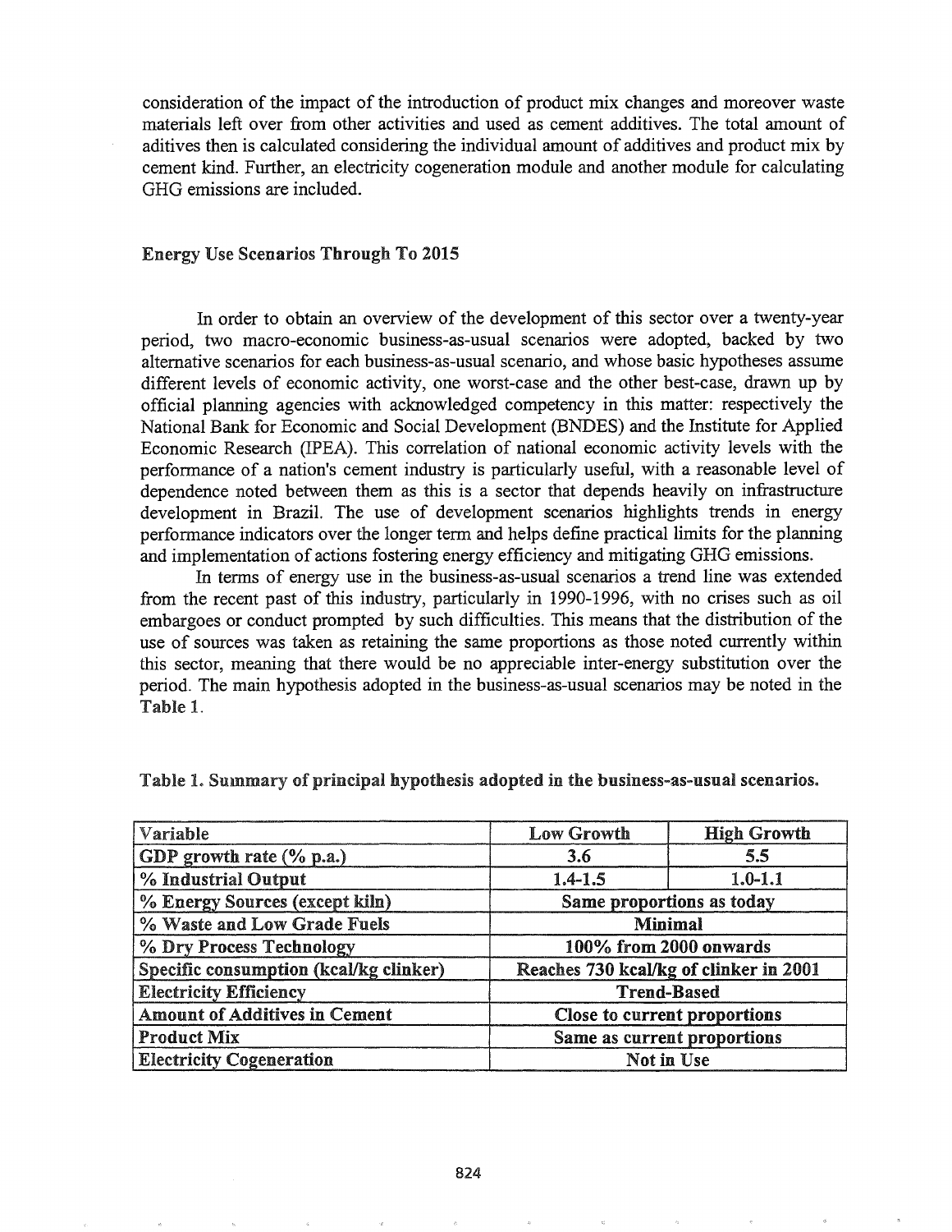consideration of the impact of the introduction of product mix changes and moreover waste materials left over from other activities and used as cement additives. The total amount of aditives then is calculated considering the individual amount of additives and product mix by cement kind. Further, an electricity cogeneration module and another module for calculating GHG emissions are included.

### Energy Use Scenarios Through To 2015

In order to obtain an overview of the development of this sector over a twenty-year period, two macro-economic business-as-usual scenarios were adopted, backed by two alternative scenarios for each business-as-usual scenario, and whose basic hypotheses assume different levels of economic activity, one worst-case and the other best-case, drawn up by official planning agencies with acknowledged competency in this matter: respectively the National Bank for Economic and Social Development (BNDES) and the Institute for Applied Economic Research (IPEA). This correlation of national economic activity levels with the performance of a nation's cement industry is particularly useful, with a reasonable level of dependence noted between them as this is a sector that depends heavily on infrastructure development in Brazil. The use of development scenarios highlights trends in energy performance indicators over the longer term and helps define practical limits for the planning and implementation of actions fostering energy efficiency and mitigating GHG emissions.

In terms of energy use in the business-as-usual scenarios a trend line was extended from the recent past of this industry, particularly in 1990-1996, with no crises such as oil embargoes or conduct prompted by such difficulties. This means that the distribution of the use of sources was taken as retaining the same proportions as those noted currently within this sector, meaning that there would be no appreciable inter-energy substitution over the period. The main hypothesis adopted in the business-as-usual scenarios may be noted in the Table 1.

**Table 1. Summary of principal hypothesis adopted in the business-as-usual scenarios.**

| Variable | Low Growth | High Growth |
|---|---|---|
| GDP growth rate (% p.a.) | 3.6 | 5.5 |
| % Industrial Output | 1.4-1.5 | 1.0-1.1 |
| % Energy Sources (except kiln) | Same proportions as today | |
| % Waste and Low Grade Fuels | Minimal | |
| % Dry Process Technology | 100% from 2000 onwards | |
| Specific consumption (kcal/kg clinker) | Reaches 730 kcal/kg of clinker in 2001 | |
| Electricity Efficiency | Trend-Based | |
| Amount of Additives in Cement | Close to current proportions | |
| Product Mix | Same as current proportions | |
| Electricity Cogeneration | Not in Use | |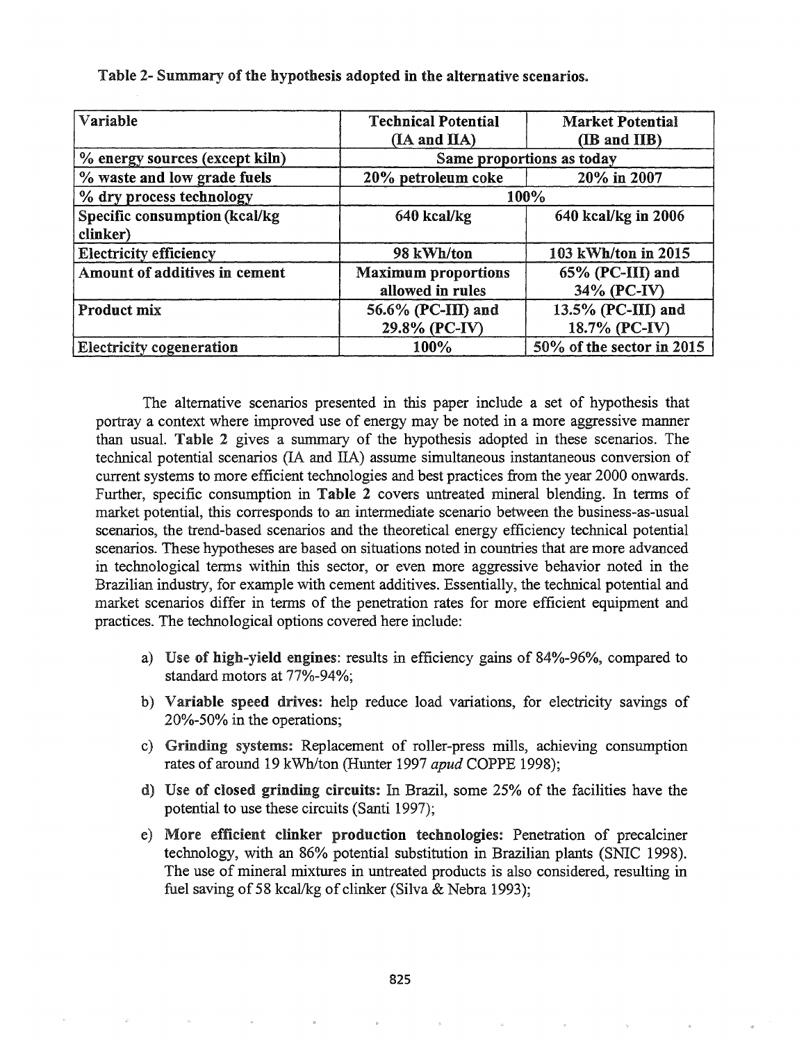**Table 2- Summary of the hypothesis adopted in the alternative scenarios.**

| Variable | Technical Potential (IA and IIA) | Market Potential (IB and IIB) |
|---|---|---|
| % energy sources (except kiln) | Same proportions as today | |
| % waste and low grade fuels | 20% petroleum coke | 20% in 2007 |
| % dry process technology | 100% | |
| Specific consumption (kcal/kg clinker) | 640 kcal/kg | 640 kcal/kg in 2006 |
| Electricity efficiency | 98 kWh/ton | 103 kWh/ton in 2015 |
| Amount of additives in cement | Maximum proportions allowed in rules | 65% (PC-III) and 34% (PC-IV) |
| Product mix | 56.6% (PC-III) and 29.8% (PC-IV) | 13.5% (PC-III) and 18.7% (PC-IV) |
| Electricity cogeneration | 100% | 50% of the sector in 2015 |

The alternative scenarios presented in this paper include a set of hypothesis that portray a context where improved use of energy may be noted in a more aggressive manner than usual. **Table 2** gives a summary of the hypothesis adopted in these scenarios. The technical potential scenarios (IA and IIA) assume simultaneous instantaneous conversion of current systems to more efficient technologies and best practices from the year 2000 onwards. Further, specific consumption in **Table 2** covers untreated mineral blending. In terms of market potential, this corresponds to an intermediate scenario between the business-as-usual scenarios, the trend-based scenarios and the theoretical energy efficiency technical potential scenarios. These hypotheses are based on situations noted in countries that are more advanced in technological terms within this sector, or even more aggressive behavior noted in the Brazilian industry, for example with cement additives. Essentially, the technical potential and market scenarios differ in terms of the penetration rates for more efficient equipment and practices. The technological options covered here include:

a) **Use of high-yield engines**: results in efficiency gains of 84%-96%, compared to standard motors at 77%-94%;

b) **Variable speed drives**: help reduce load variations, for electricity savings of 20%-50% in the operations;

c) **Grinding systems:** Replacement of roller-press mills, achieving consumption rates of around 19 kWh/ton (Hunter 1997 *apud* COPPE 1998);

d) **Use of closed grinding circuits:** In Brazil, some 25% of the facilities have the potential to use these circuits (Santi 1997);

e) **More efficient clinker production technologies:** Penetration of precalciner technology, with an 86% potential substitution in Brazilian plants (SNIC 1998). The use of mineral mixtures in untreated products is also considered, resulting in fuel saving of 58 kcal/kg of clinker (Silva & Nebra 1993);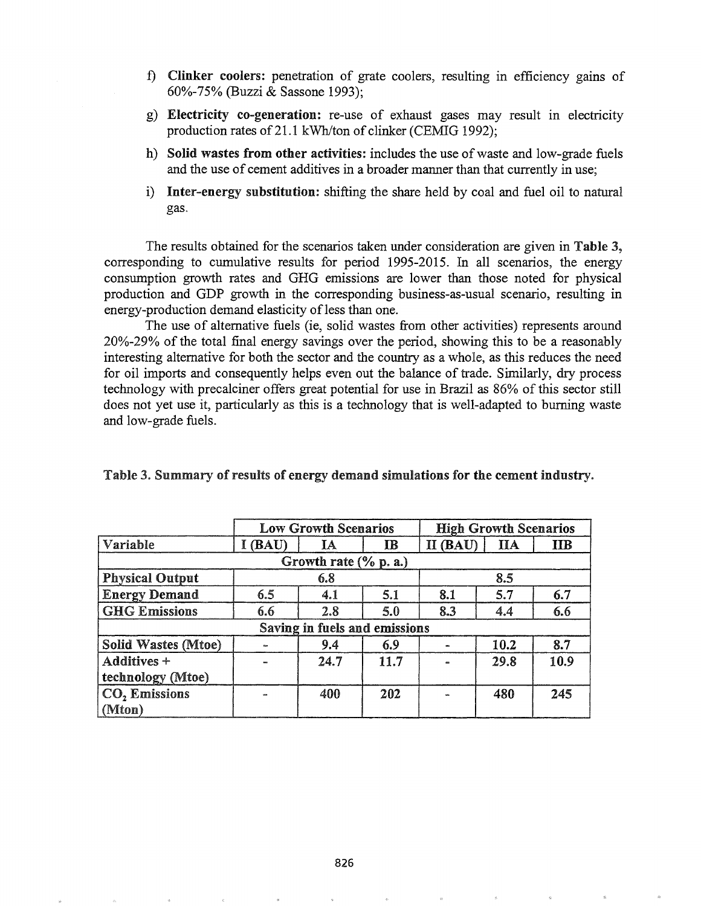f) **Clinker coolers:** penetration of grate coolers, resulting in efficiency gains of 60%-75% (Buzzi & Sassone 1993);

g) **Electricity co-generation:** re-use of exhaust gases may result in electricity production rates of 21.1 kWh/ton of clinker (CEMIG 1992);

h) **Solid wastes from other activities:** includes the use of waste and low-grade fuels and the use of cement additives in a broader manner than that currently in use;

i) **Inter-energy substitution:** shifting the share held by coal and fuel oil to natural gas.

The results obtained for the scenarios taken under consideration are given in **Table 3,** corresponding to cumulative results for period 1995-2015. In all scenarios, the energy consumption growth rates and GHG emissions are lower than those noted for physical production and GDP growth in the corresponding business-as-usual scenario, resulting in energy-production demand elasticity of less than one.

The use of alternative fuels (ie, solid wastes from other activities) represents around 20%-29% of the total final energy savings over the period, showing this to be a reasonably interesting alternative for both the sector and the country as a whole, as this reduces the need for oil imports and consequently helps even out the balance of trade. Similarly, dry process technology with precalciner offers great potential for use in Brazil as 86% of this sector still does not yet use it, particularly as this is a technology that is well-adapted to burning waste and low-grade fuels.

**Table 3. Summary of results of energy demand simulations for the cement industry.**

| | Low Growth Scenarios | | | High Growth Scenarios | | |
|---|---|---|---|---|---|---|
| Variable | I (BAU) | IA | IB | II (BAU) | IIA | IIB |
| **Growth rate (% p. a.)** | | | | | | |
| **Physical Output** | 6.8 | | | 8.5 | | |
| **Energy Demand** | 6.5 | 4.1 | 5.1 | 8.1 | 5.7 | 6.7 |
| **GHG Emissions** | 6.6 | 2.8 | 5.0 | 8.3 | 4.4 | 6.6 |
| **Saving in fuels and emissions** | | | | | | |
| **Solid Wastes (Mtoe)** | - | 9.4 | 6.9 | - | 10.2 | 8.7 |
| **Additives + technology (Mtoe)** | - | 24.7 | 11.7 | - | 29.8 | 10.9 |
| **$CO_2$ Emissions (Mton)** | - | 400 | 202 | - | 480 | 245 |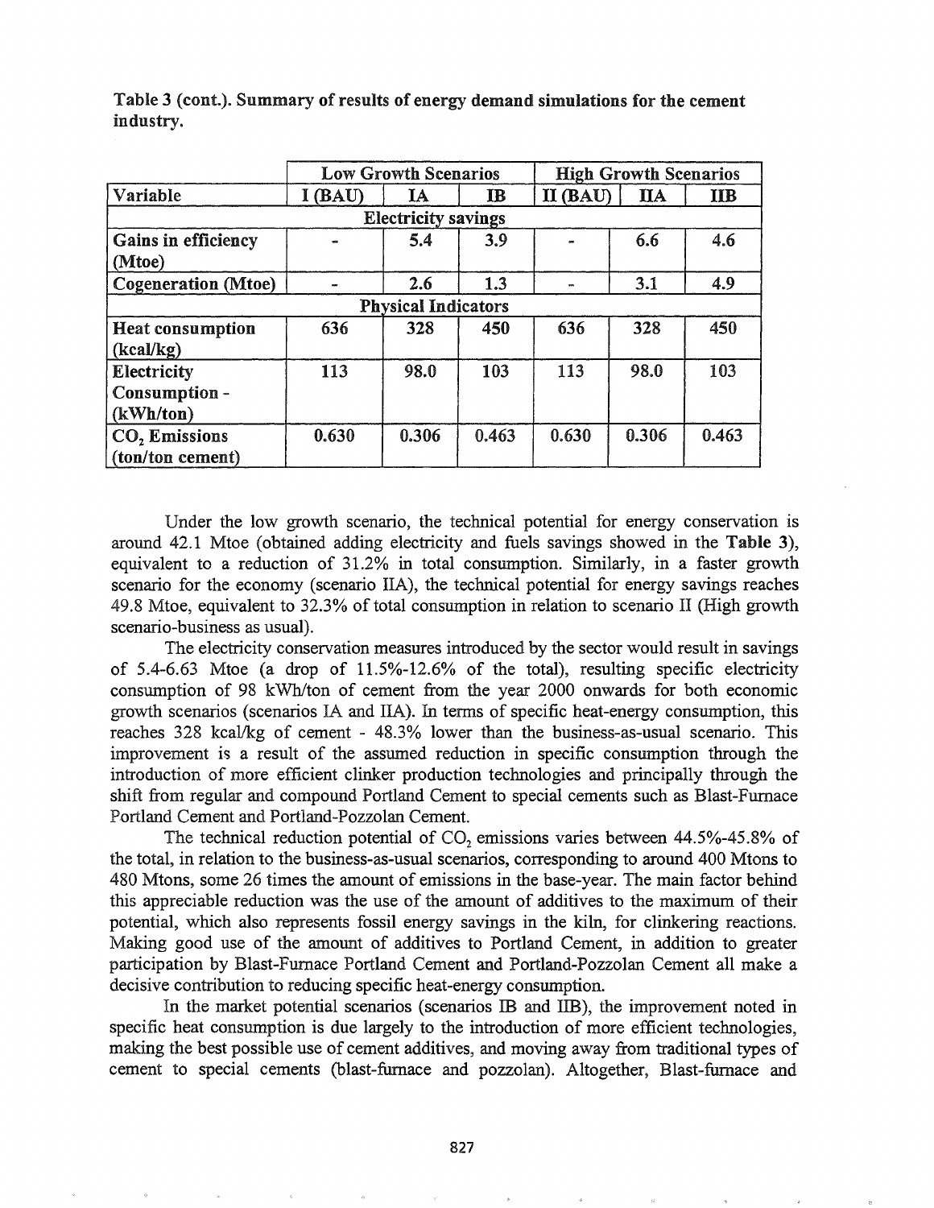**Table 3 (cont.). Summary of results of energy demand simulations for the cement industry.**

| | Low Growth Scenarios | | | High Growth Scenarios | | |
|---|---|---|---|---|---|---|
| Variable | I (BAU) | IA | IB | II (BAU) | IIA | IIB |
| **Electricity savings** | | | | | | |
| **Gains in efficiency (Mtoe)** | - | 5.4 | 3.9 | - | 6.6 | 4.6 |
| **Cogeneration (Mtoe)** | - | 2.6 | 1.3 | - | 3.1 | 4.9 |
| **Physical Indicators** | | | | | | |
| **Heat consumption (kcal/kg)** | 636 | 328 | 450 | 636 | 328 | 450 |
| **Electricity Consumption - (kWh/ton)** | 113 | 98.0 | 103 | 113 | 98.0 | 103 |
| **$CO_2$ Emissions (ton/ton cement)** | 0.630 | 0.306 | 0.463 | 0.630 | 0.306 | 0.463 |

Under the low growth scenario, the technical potential for energy conservation is around 42.1 Mtoe (obtained adding electricity and fuels savings showed in the **Table 3**), equivalent to a reduction of 31.2% in total consumption. Similarly, in a faster growth scenario for the economy (scenario IIA), the technical potential for energy savings reaches 49.8 Mtoe, equivalent to 32.3% of total consumption in relation to scenario II (High growth scenario-business as usual).

The electricity conservation measures introduced by the sector would result in savings of 5.4-6.63 Mtoe (a drop of 11.5%-12.6% of the total), resulting specific electricity consumption of 98 kWh/ton of cement from the year 2000 onwards for both economic growth scenarios (scenarios IA and IIA). In terms of specific heat-energy consumption, this reaches 328 kcal/kg of cement - 48.3% lower than the business-as-usual scenario. This improvement is a result of the assumed reduction in specific consumption through the introduction of more efficient clinker production technologies and principally through the shift from regular and compound Portland Cement to special cements such as Blast-Furnace Portland Cement and Portland-Pozzolan Cement.

The technical reduction potential of $CO_2$ emissions varies between 44.5%-45.8% of the total, in relation to the business-as-usual scenarios, corresponding to around 400 Mtons to 480 Mtons, some 26 times the amount of emissions in the base-year. The main factor behind this appreciable reduction was the use of the amount of additives to the maximum of their potential, which also represents fossil energy savings in the kiln, for clinkering reactions. Making good use of the amount of additives to Portland Cement, in addition to greater participation by Blast-Furnace Portland Cement and Portland-Pozzolan Cement all make a decisive contribution to reducing specific heat-energy consumption.

In the market potential scenarios (scenarios IB and IIB), the improvement noted in specific heat consumption is due largely to the introduction of more efficient technologies, making the best possible use of cement additives, and moving away from traditional types of cement to special cements (blast-furnace and pozzolan). Altogether, Blast-furnace and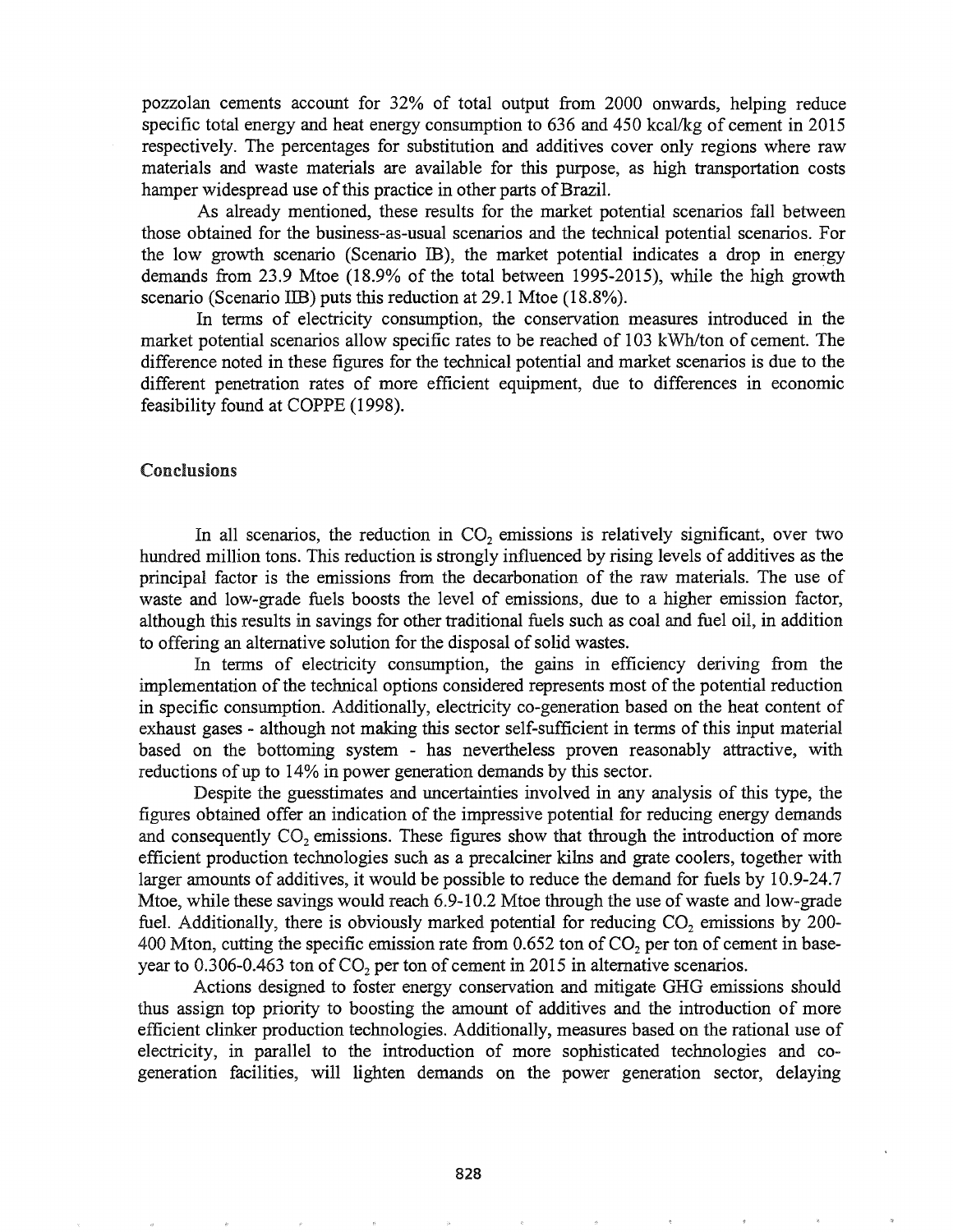pozzolan cements account for 32% of total output from 2000 onwards, helping reduce specific total energy and heat energy consumption to 636 and 450 kcal/kg of cement in 2015 respectively. The percentages for substitution and additives cover only regions where raw materials and waste materials are available for this purpose, as high transportation costs hamper widespread use of this practice in other parts of Brazil.

As already mentioned, these results for the market potential scenarios fall between those obtained for the business-as-usual scenarios and the technical potential scenarios. For the low growth scenario (Scenario IB), the market potential indicates a drop in energy demands from 23.9 Mtoe (18.9% of the total between 1995-2015), while the high growth scenario (Scenario IIB) puts this reduction at 29.1 Mtoe (18.8%).

In terms of electricity consumption, the conservation measures introduced in the market potential scenarios allow specific rates to be reached of 103 kWh/ton of cement. The difference noted in these figures for the technical potential and market scenarios is due to the different penetration rates of more efficient equipment, due to differences in economic feasibility found at COPPE (1998).

## Conclusions

In all scenarios, the reduction in $CO_2$ emissions is relatively significant, over two hundred million tons. This reduction is strongly influenced by rising levels of additives as the principal factor is the emissions from the decarbonation of the raw materials. The use of waste and low-grade fuels boosts the level of emissions, due to a higher emission factor, although this results in savings for other traditional fuels such as coal and fuel oil, in addition to offering an alternative solution for the disposal of solid wastes.

In terms of electricity consumption, the gains in efficiency deriving from the implementation of the technical options considered represents most of the potential reduction in specific consumption. Additionally, electricity co-generation based on the heat content of exhaust gases - although not making this sector self-sufficient in terms of this input material based on the bottoming system - has nevertheless proven reasonably attractive, with reductions of up to 14% in power generation demands by this sector.

Despite the guesstimates and uncertainties involved in any analysis of this type, the figures obtained offer an indication of the impressive potential for reducing energy demands and consequently $CO_2$ emissions. These figures show that through the introduction of more efficient production technologies such as a precalciner kilns and grate coolers, together with larger amounts of additives, it would be possible to reduce the demand for fuels by 10.9-24.7 Mtoe, while these savings would reach 6.9-10.2 Mtoe through the use of waste and low-grade fuel. Additionally, there is obviously marked potential for reducing $CO_2$ emissions by 200-400 Mton, cutting the specific emission rate from 0.652 ton of $CO_2$ per ton of cement in base-year to 0.306-0.463 ton of $CO_2$ per ton of cement in 2015 in alternative scenarios.

Actions designed to foster energy conservation and mitigate GHG emissions should thus assign top priority to boosting the amount of additives and the introduction of more efficient clinker production technologies. Additionally, measures based on the rational use of electricity, in parallel to the introduction of more sophisticated technologies and co-generation facilities, will lighten demands on the power generation sector, delaying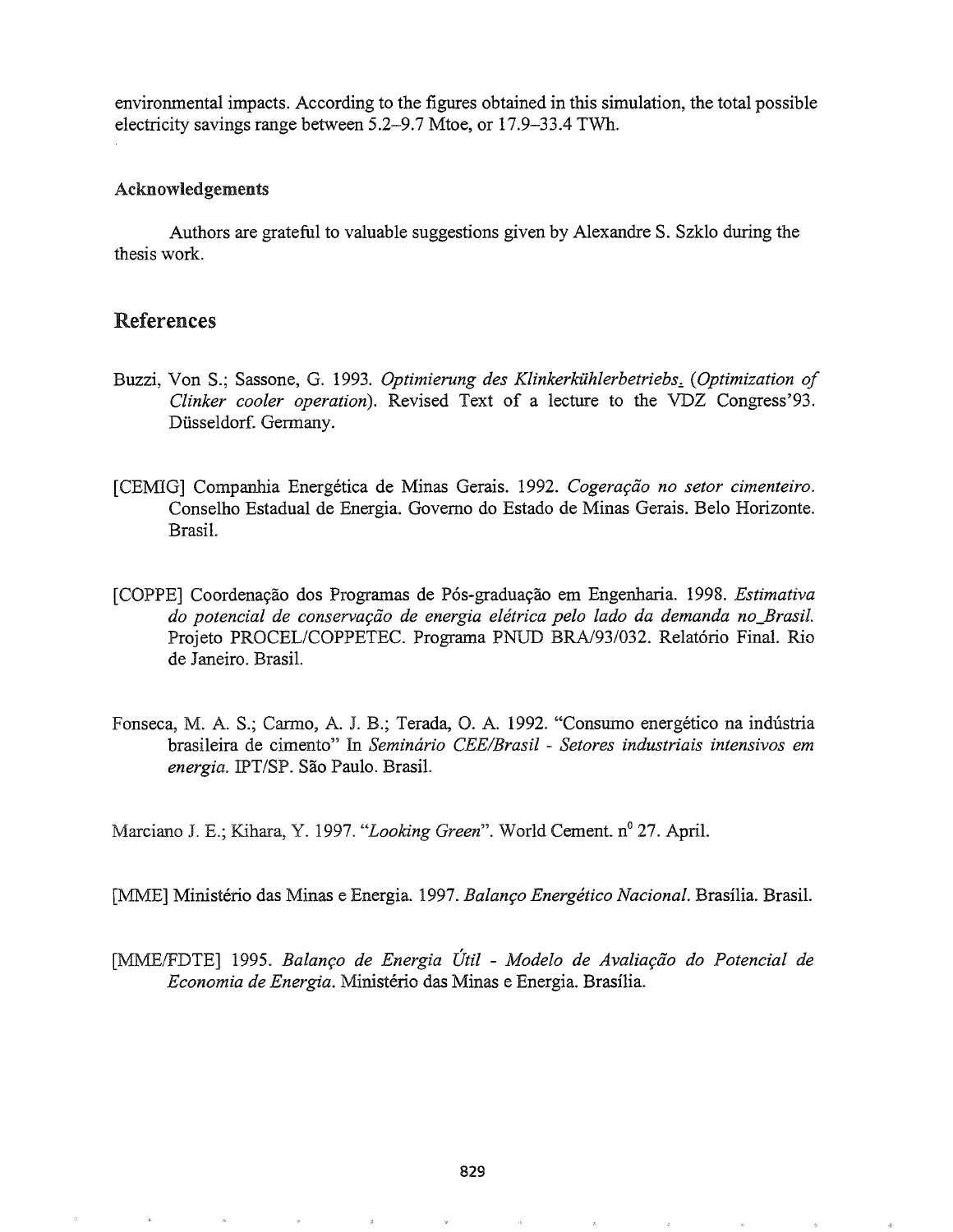environmental impacts. According to the figures obtained in this simulation, the total possible electricity savings range between 5.2–9.7 Mtoe, or 17.9–33.4 TWh.

### Acknowledgements

Authors are grateful to valuable suggestions given by Alexandre S. Szklo during the thesis work.

## References

Buzzi, Von S.; Sassone, G. 1993. *Optimierung des Klinkerkühlerbetriebs. (Optimization of Clinker cooler operation)*. Revised Text of a lecture to the VDZ Congress'93. Düsseldorf. Germany.

[CEMIG] Companhia Energética de Minas Gerais. 1992. *Cogeração no setor cimenteiro*. Conselho Estadual de Energia. Governo do Estado de Minas Gerais. Belo Horizonte. Brasil.

[COPPE] Coordenação dos Programas de Pós-graduação em Engenharia. 1998. *Estimativa do potencial de conservação de energia elétrica pelo lado da demanda no Brasil.* Projeto PROCEL/COPPETEC. Programa PNUD BRA/93/032. Relatório Final. Rio de Janeiro. Brasil.

Fonseca, M. A. S.; Carmo, A. J. B.; Terada, O. A. 1992. "Consumo energético na indústria brasileira de cimento" In *Seminário CEE/Brasil - Setores industriais intensivos em energia*. IPT/SP. São Paulo. Brasil.

Marciano J. E.; Kihara, Y. 1997. "*Looking Green*". World Cement. n$^0$ 27. April.

[MME] Ministério das Minas e Energia. 1997. *Balanço Energético Nacional*. Brasília. Brasil.

[MME/FDTE] 1995. *Balanço de Energia Útil - Modelo de Avaliação do Potencial de Economia de Energia*. Ministério das Minas e Energia. Brasília.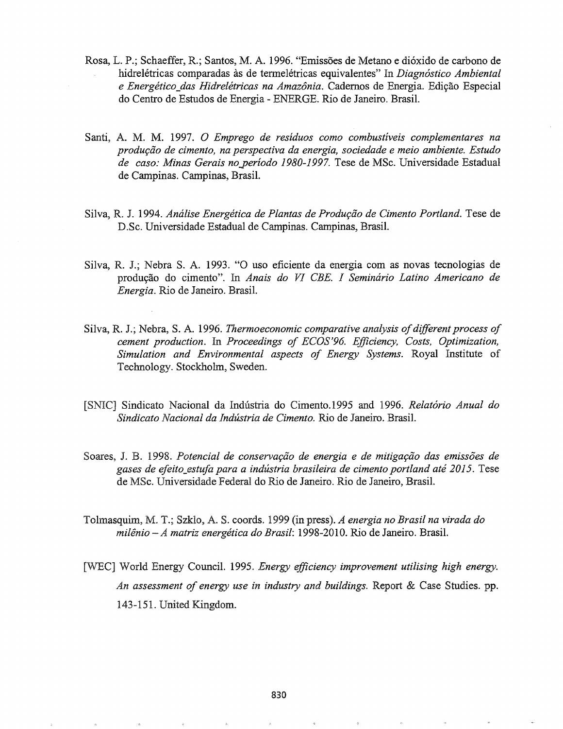Rosa, L. P.; Schaeffer, R.; Santos, M. A. 1996. "Emissões de Metano e dióxido de carbono de hidrelétricas comparadas às de termelétricas equivalentes" In *Diagnóstico Ambiental e Energético_das Hidrelétricas na Amazônia*. Cadernos de Energia. Edição Especial do Centro de Estudos de Energia - ENERGE. Rio de Janeiro. Brasil.

Santi, A. M. M. 1997. *O Emprego de resíduos como combustíveis complementares na produção de cimento, na perspectiva da energia, sociedade e meio ambiente. Estudo de caso: Minas Gerais no_período 1980-1997.* Tese de MSc. Universidade Estadual de Campinas. Campinas, Brasil.

Silva, R. J. 1994. *Análise Energética de Plantas de Produção de Cimento Portland.* Tese de D.Sc. Universidade Estadual de Campinas. Campinas, Brasil.

Silva, R. J.; Nebra S. A. 1993. "O uso eficiente da energia com as novas tecnologias de produção do cimento". In *Anais do VI CBE. I Seminário Latino Americano de Energia*. Rio de Janeiro. Brasil.

Silva, R. J.; Nebra, S. A. 1996. *Thermoeconomic comparative analysis of different process of cement production.* In *Proceedings of ECOS'96. Efficiency, Costs, Optimization, Simulation and Environmental aspects of Energy Systems.* Royal Institute of Technology. Stockholm, Sweden.

[SNIC] Sindicato Nacional da Indústria do Cimento.1995 and 1996. *Relatório Anual do Sindicato Nacional da Indústria de Cimento.* Rio de Janeiro. Brasil.

Soares, J. B. 1998. *Potencial de conservação de energia e de mitigação das emissões de gases de efeito_estufa para a indústria brasileira de cimento portland até 2015.* Tese de MSc. Universidade Federal do Rio de Janeiro. Rio de Janeiro, Brasil.

Tolmasquim, M. T.; Szklo, A. S. coords. 1999 (in press). *A energia no Brasil na virada do milênio – A matriz energética do Brasil*: 1998-2010. Rio de Janeiro. Brasil.

[WEC] World Energy Council. 1995. *Energy efficiency improvement utilising high energy. An assessment of energy use in industry and buildings.* Report & Case Studies. pp. 143-151. United Kingdom.